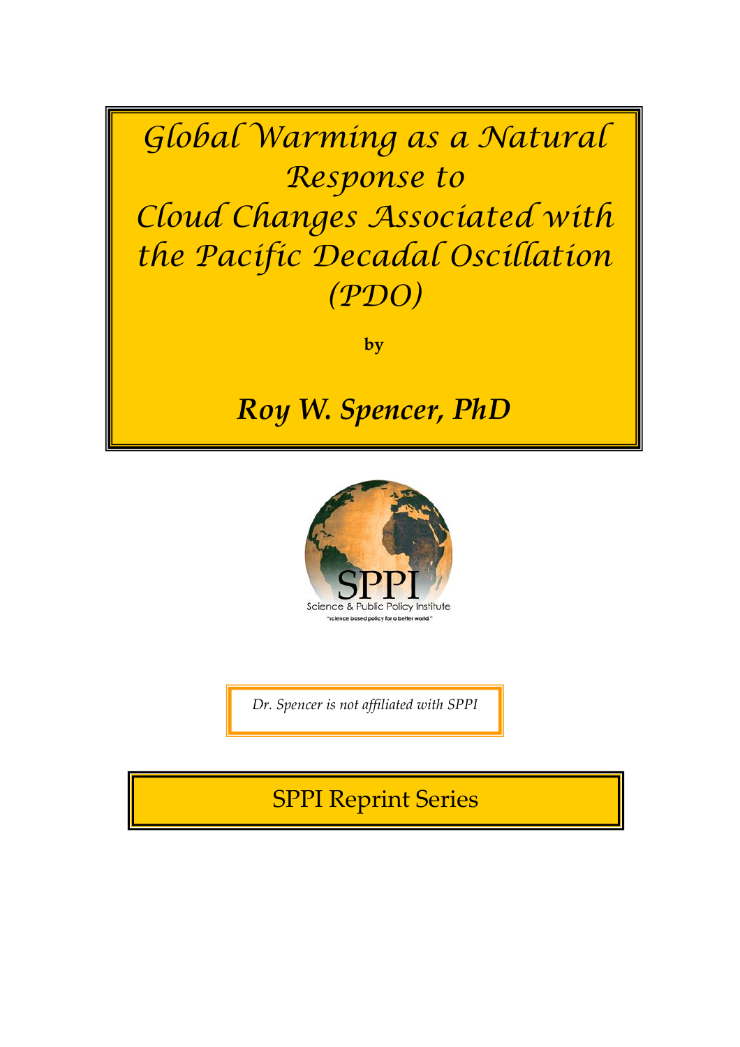# Global Warming as a Natural Response to Cloud Changes Associated with the Pacific Decadal Oscillation (PDO)

**by**

***Roy W. Spencer, PhD***

SPPI

Science & Public Policy Institute

"science based policy for a better world."

*Dr. Spencer is not affiliated with SPPI*

SPPI Reprint Series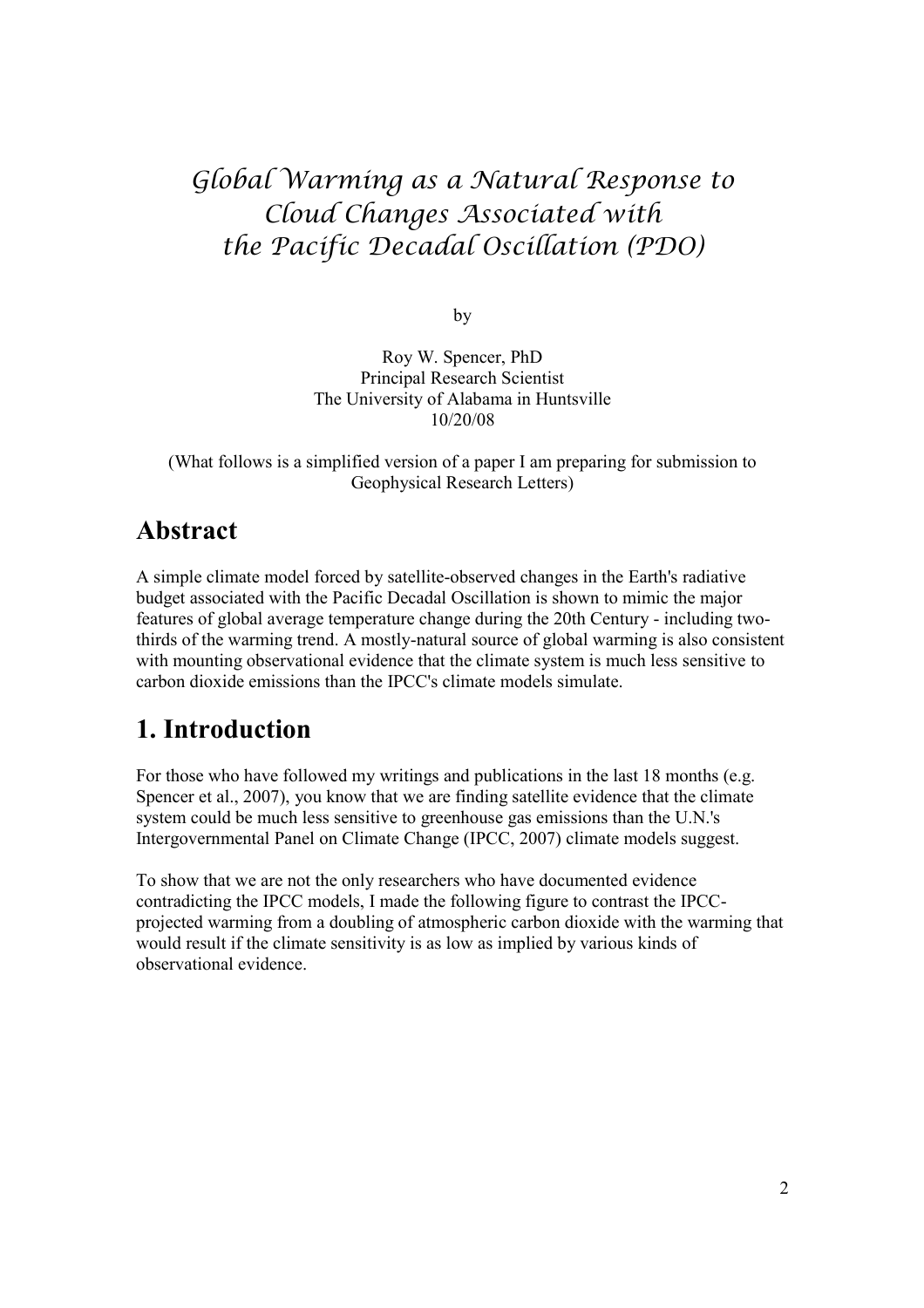# *Global Warming as a Natural Response to Cloud Changes Associated with the Pacific Decadal Oscillation (PDO)*

by

Roy W. Spencer, PhD
Principal Research Scientist
The University of Alabama in Huntsville
10/20/08

(What follows is a simplified version of a paper I am preparing for submission to Geophysical Research Letters)

## Abstract

A simple climate model forced by satellite-observed changes in the Earth's radiative budget associated with the Pacific Decadal Oscillation is shown to mimic the major features of global average temperature change during the 20th Century - including two-thirds of the warming trend. A mostly-natural source of global warming is also consistent with mounting observational evidence that the climate system is much less sensitive to carbon dioxide emissions than the IPCC's climate models simulate.

## 1. Introduction

For those who have followed my writings and publications in the last 18 months (e.g. Spencer et al., 2007), you know that we are finding satellite evidence that the climate system could be much less sensitive to greenhouse gas emissions than the U.N.'s Intergovernmental Panel on Climate Change (IPCC, 2007) climate models suggest.

To show that we are not the only researchers who have documented evidence contradicting the IPCC models, I made the following figure to contrast the IPCC-projected warming from a doubling of atmospheric carbon dioxide with the warming that would result if the climate sensitivity is as low as implied by various kinds of observational evidence.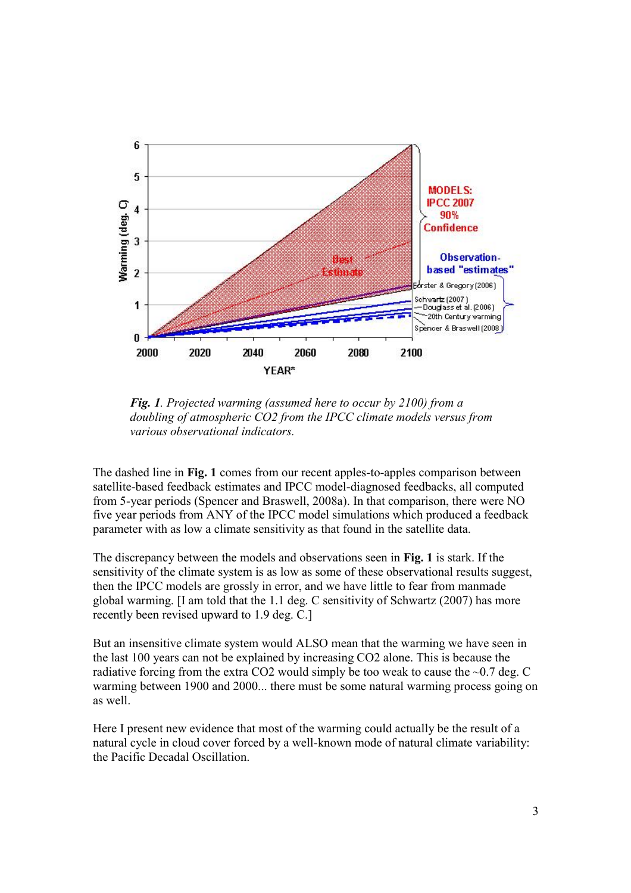*Fig. 1*. *Projected warming (assumed here to occur by 2100) from a doubling of atmospheric CO2 from the IPCC climate models versus from various observational indicators.*

The dashed line in **Fig. 1** comes from our recent apples-to-apples comparison between satellite-based feedback estimates and IPCC model-diagnosed feedbacks, all computed from 5-year periods (Spencer and Braswell, 2008a). In that comparison, there were NO five year periods from ANY of the IPCC model simulations which produced a feedback parameter with as low a climate sensitivity as that found in the satellite data.

The discrepancy between the models and observations seen in **Fig. 1** is stark. If the sensitivity of the climate system is as low as some of these observational results suggest, then the IPCC models are grossly in error, and we have little to fear from manmade global warming. [I am told that the 1.1 deg. C sensitivity of Schwartz (2007) has more recently been revised upward to 1.9 deg. C.]

But an insensitive climate system would ALSO mean that the warming we have seen in the last 100 years can not be explained by increasing CO2 alone. This is because the radiative forcing from the extra CO2 would simply be too weak to cause the ~0.7 deg. C warming between 1900 and 2000... there must be some natural warming process going on as well.

Here I present new evidence that most of the warming could actually be the result of a natural cycle in cloud cover forced by a well-known mode of natural climate variability: the Pacific Decadal Oscillation.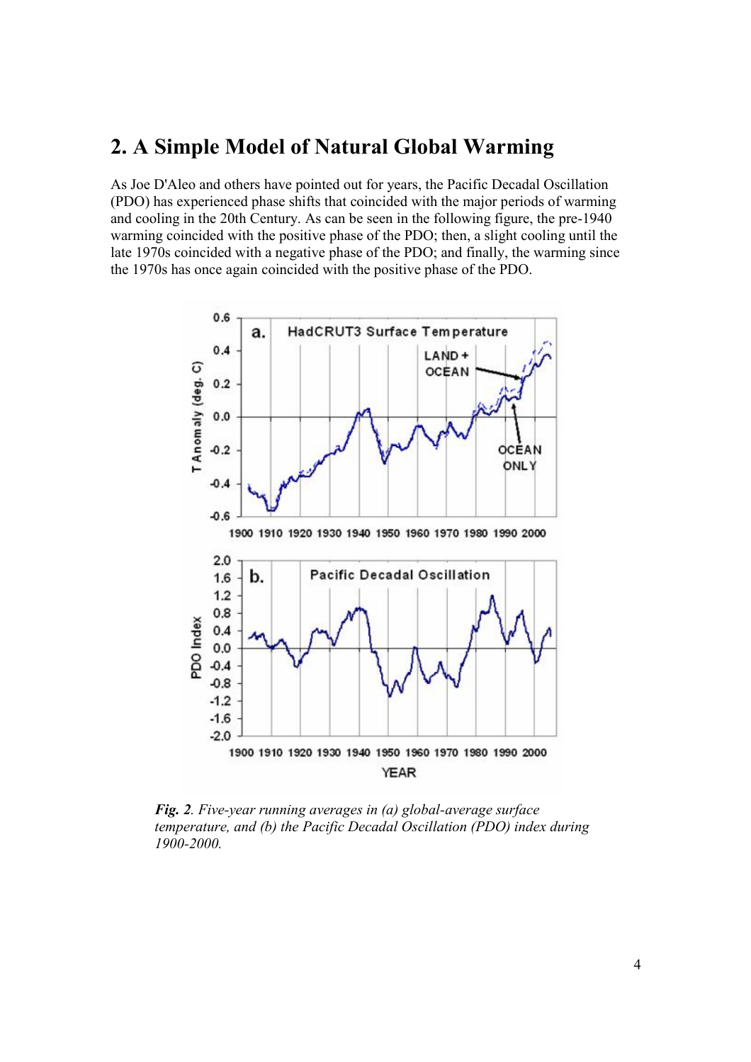## 2. A Simple Model of Natural Global Warming

As Joe D'Aleo and others have pointed out for years, the Pacific Decadal Oscillation (PDO) has experienced phase shifts that coincided with the major periods of warming and cooling in the 20th Century. As can be seen in the following figure, the pre-1940 warming coincided with the positive phase of the PDO; then, a slight cooling until the late 1970s coincided with a negative phase of the PDO; and finally, the warming since the 1970s has once again coincided with the positive phase of the PDO.

*Fig. 2. Five-year running averages in (a) global-average surface temperature, and (b) the Pacific Decadal Oscillation (PDO) index during 1900-2000.*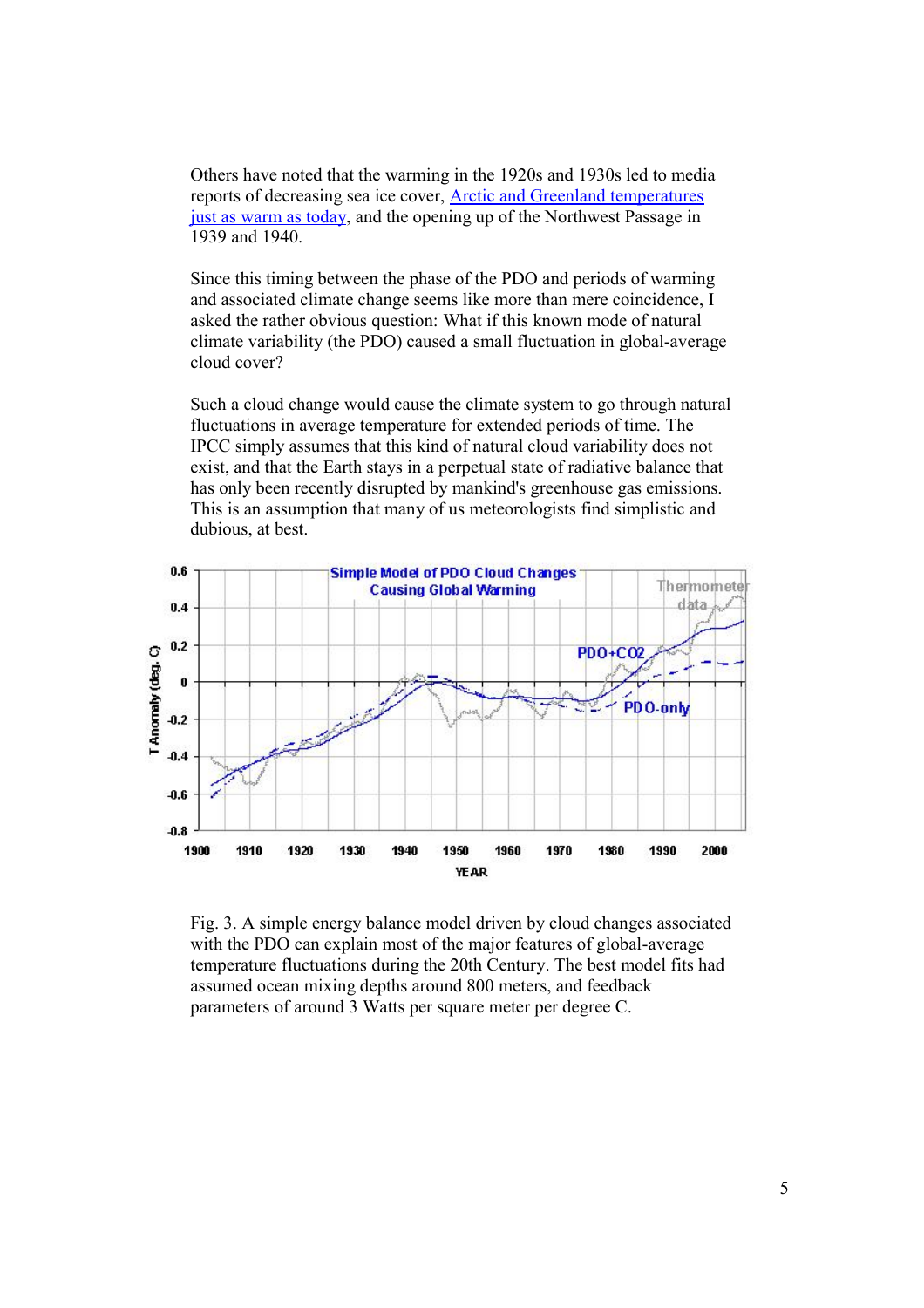Others have noted that the warming in the 1920s and 1930s led to media reports of decreasing sea ice cover, [Arctic and Greenland temperatures just as warm as today], and the opening up of the Northwest Passage in 1939 and 1940.

Since this timing between the phase of the PDO and periods of warming and associated climate change seems like more than mere coincidence, I asked the rather obvious question: What if this known mode of natural climate variability (the PDO) caused a small fluctuation in global-average cloud cover?

Such a cloud change would cause the climate system to go through natural fluctuations in average temperature for extended periods of time. The IPCC simply assumes that this kind of natural cloud variability does not exist, and that the Earth stays in a perpetual state of radiative balance that has only been recently disrupted by mankind's greenhouse gas emissions. This is an assumption that many of us meteorologists find simplistic and dubious, at best.

Fig. 3. A simple energy balance model driven by cloud changes associated with the PDO can explain most of the major features of global-average temperature fluctuations during the 20th Century. The best model fits had assumed ocean mixing depths around 800 meters, and feedback parameters of around 3 Watts per square meter per degree C.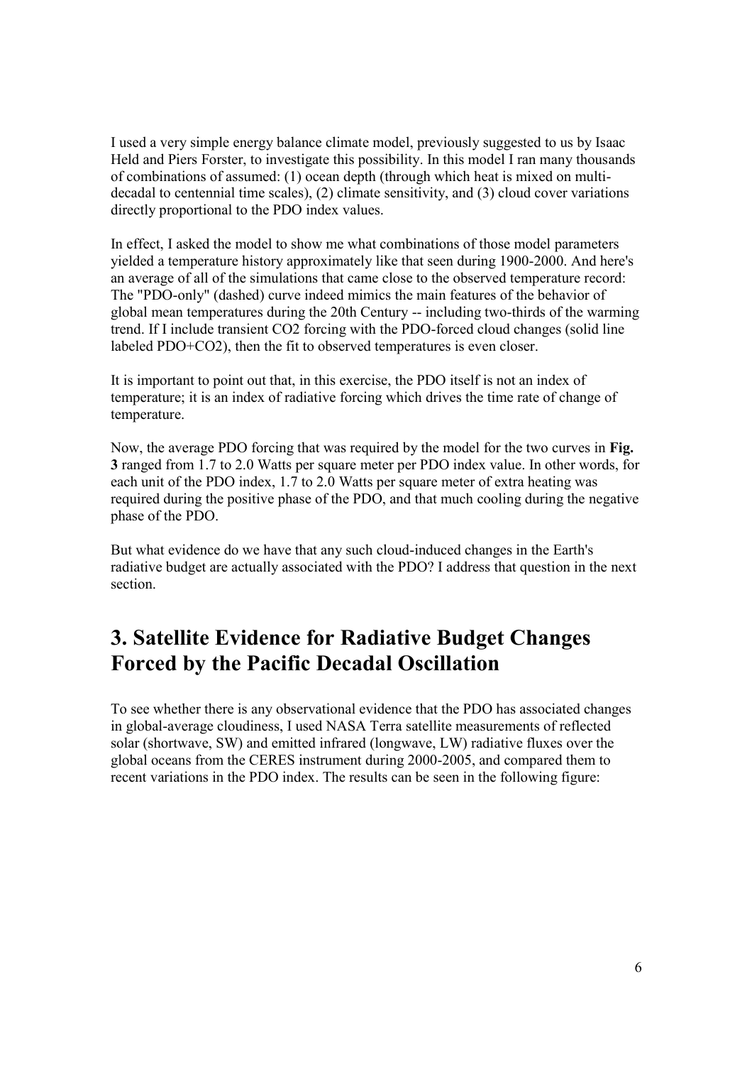I used a very simple energy balance climate model, previously suggested to us by Isaac Held and Piers Forster, to investigate this possibility. In this model I ran many thousands of combinations of assumed: (1) ocean depth (through which heat is mixed on multi-decadal to centennial time scales), (2) climate sensitivity, and (3) cloud cover variations directly proportional to the PDO index values.

In effect, I asked the model to show me what combinations of those model parameters yielded a temperature history approximately like that seen during 1900-2000. And here's an average of all of the simulations that came close to the observed temperature record: The "PDO-only" (dashed) curve indeed mimics the main features of the behavior of global mean temperatures during the 20th Century -- including two-thirds of the warming trend. If I include transient $CO_2$ forcing with the PDO-forced cloud changes (solid line labeled PDO+$CO_2$), then the fit to observed temperatures is even closer.

It is important to point out that, in this exercise, the PDO itself is not an index of temperature; it is an index of radiative forcing which drives the time rate of change of temperature.

Now, the average PDO forcing that was required by the model for the two curves in **Fig. 3** ranged from 1.7 to 2.0 Watts per square meter per PDO index value. In other words, for each unit of the PDO index, 1.7 to 2.0 Watts per square meter of extra heating was required during the positive phase of the PDO, and that much cooling during the negative phase of the PDO.

But what evidence do we have that any such cloud-induced changes in the Earth's radiative budget are actually associated with the PDO? I address that question in the next section.

## 3. Satellite Evidence for Radiative Budget Changes Forced by the Pacific Decadal Oscillation

To see whether there is any observational evidence that the PDO has associated changes in global-average cloudiness, I used NASA Terra satellite measurements of reflected solar (shortwave, SW) and emitted infrared (longwave, LW) radiative fluxes over the global oceans from the CERES instrument during 2000-2005, and compared them to recent variations in the PDO index. The results can be seen in the following figure: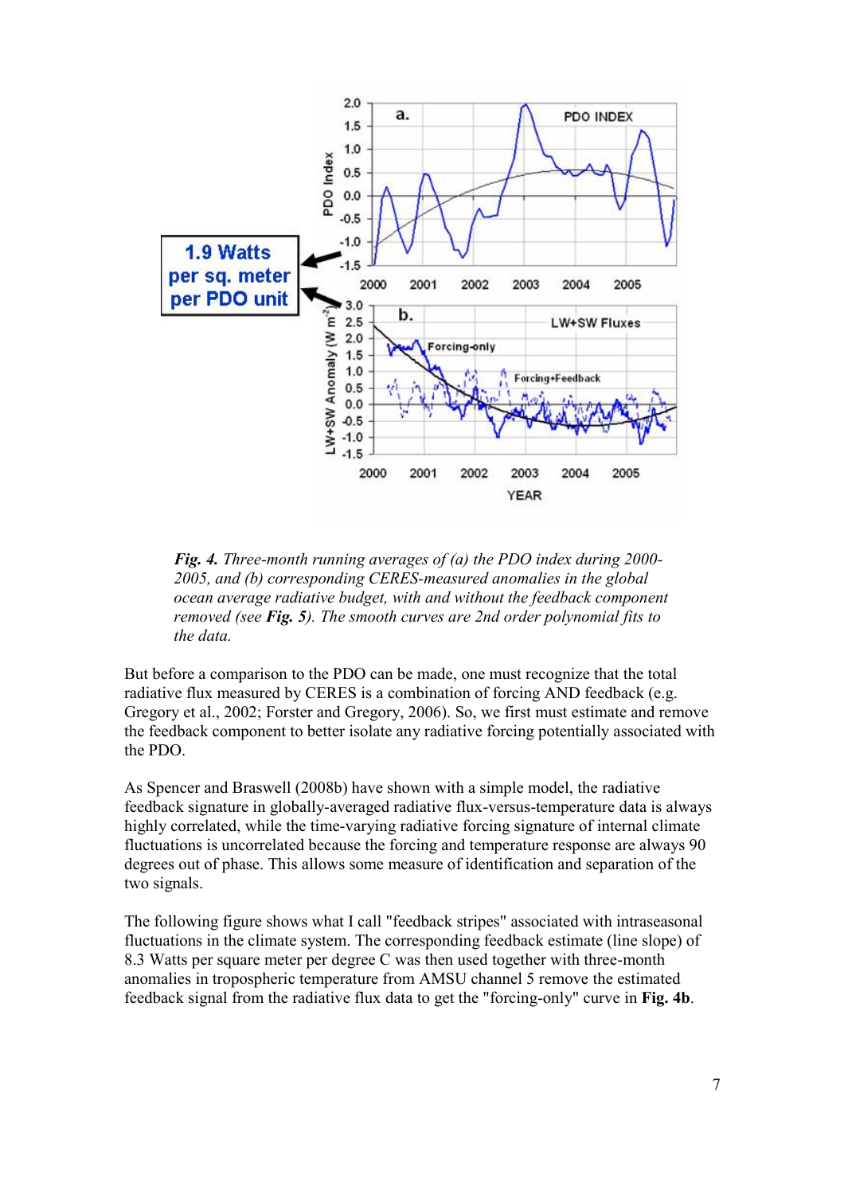*Fig. 4.* *Three-month running averages of (a) the PDO index during 2000-2005, and (b) corresponding CERES-measured anomalies in the global ocean average radiative budget, with and without the feedback component removed (see **Fig. 5**). The smooth curves are 2nd order polynomial fits to the data.*

But before a comparison to the PDO can be made, one must recognize that the total radiative flux measured by CERES is a combination of forcing AND feedback (e.g. Gregory et al., 2002; Forster and Gregory, 2006). So, we first must estimate and remove the feedback component to better isolate any radiative forcing potentially associated with the PDO.

As Spencer and Braswell (2008b) have shown with a simple model, the radiative feedback signature in globally-averaged radiative flux-versus-temperature data is always highly correlated, while the time-varying radiative forcing signature of internal climate fluctuations is uncorrelated because the forcing and temperature response are always 90 degrees out of phase. This allows some measure of identification and separation of the two signals.

The following figure shows what I call "feedback stripes" associated with intraseasonal fluctuations in the climate system. The corresponding feedback estimate (line slope) of 8.3 Watts per square meter per degree C was then used together with three-month anomalies in tropospheric temperature from AMSU channel 5 remove the estimated feedback signal from the radiative flux data to get the "forcing-only" curve in **Fig. 4b**.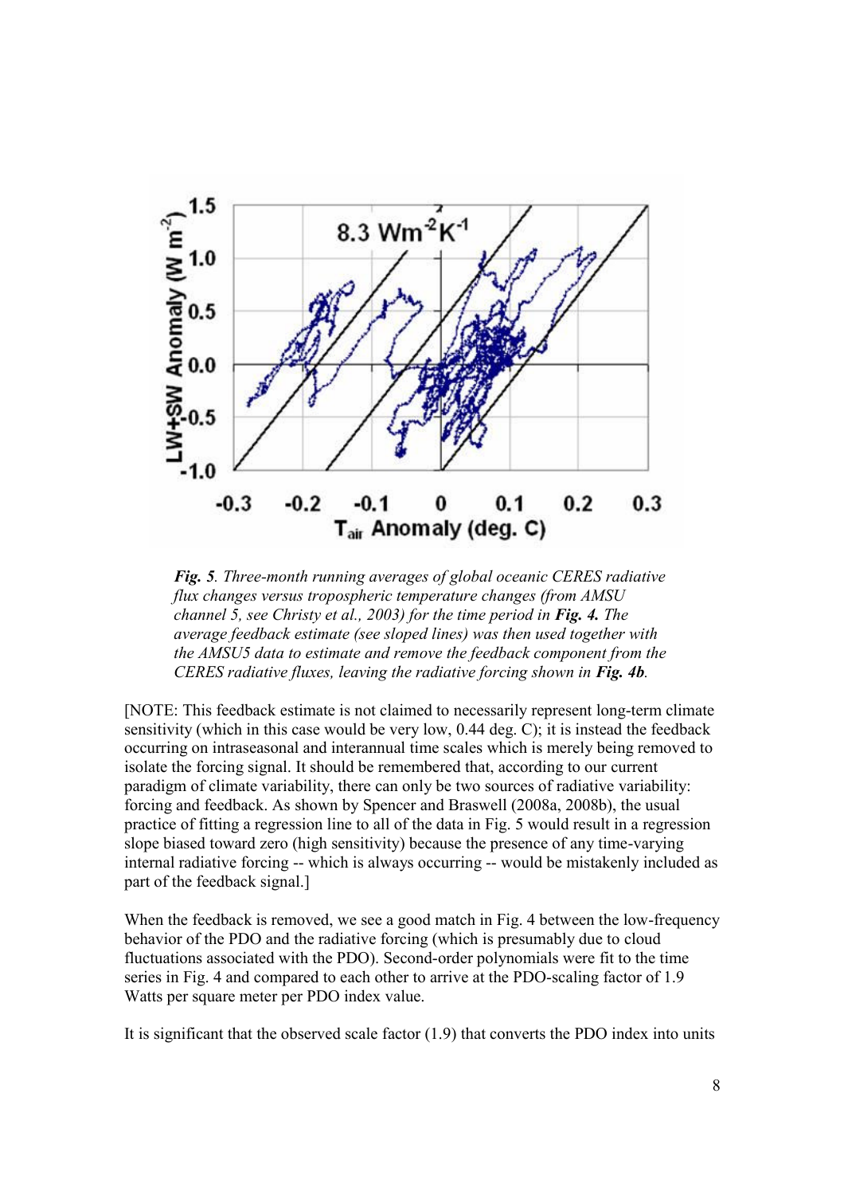*__Fig. 5__. Three-month running averages of global oceanic CERES radiative flux changes versus tropospheric temperature changes (from AMSU channel 5, see Christy et al., 2003) for the time period in __Fig. 4.__ The average feedback estimate (see sloped lines) was then used together with the AMSU5 data to estimate and remove the feedback component from the CERES radiative fluxes, leaving the radiative forcing shown in __Fig. 4b__.*

[NOTE: This feedback estimate is not claimed to necessarily represent long-term climate sensitivity (which in this case would be very low, 0.44 deg. C); it is instead the feedback occurring on intraseasonal and interannual time scales which is merely being removed to isolate the forcing signal. It should be remembered that, according to our current paradigm of climate variability, there can only be two sources of radiative variability: forcing and feedback. As shown by Spencer and Braswell (2008a, 2008b), the usual practice of fitting a regression line to all of the data in Fig. 5 would result in a regression slope biased toward zero (high sensitivity) because the presence of any time-varying internal radiative forcing -- which is always occurring -- would be mistakenly included as part of the feedback signal.]

When the feedback is removed, we see a good match in Fig. 4 between the low-frequency behavior of the PDO and the radiative forcing (which is presumably due to cloud fluctuations associated with the PDO). Second-order polynomials were fit to the time series in Fig. 4 and compared to each other to arrive at the PDO-scaling factor of 1.9 Watts per square meter per PDO index value.

It is significant that the observed scale factor (1.9) that converts the PDO index into units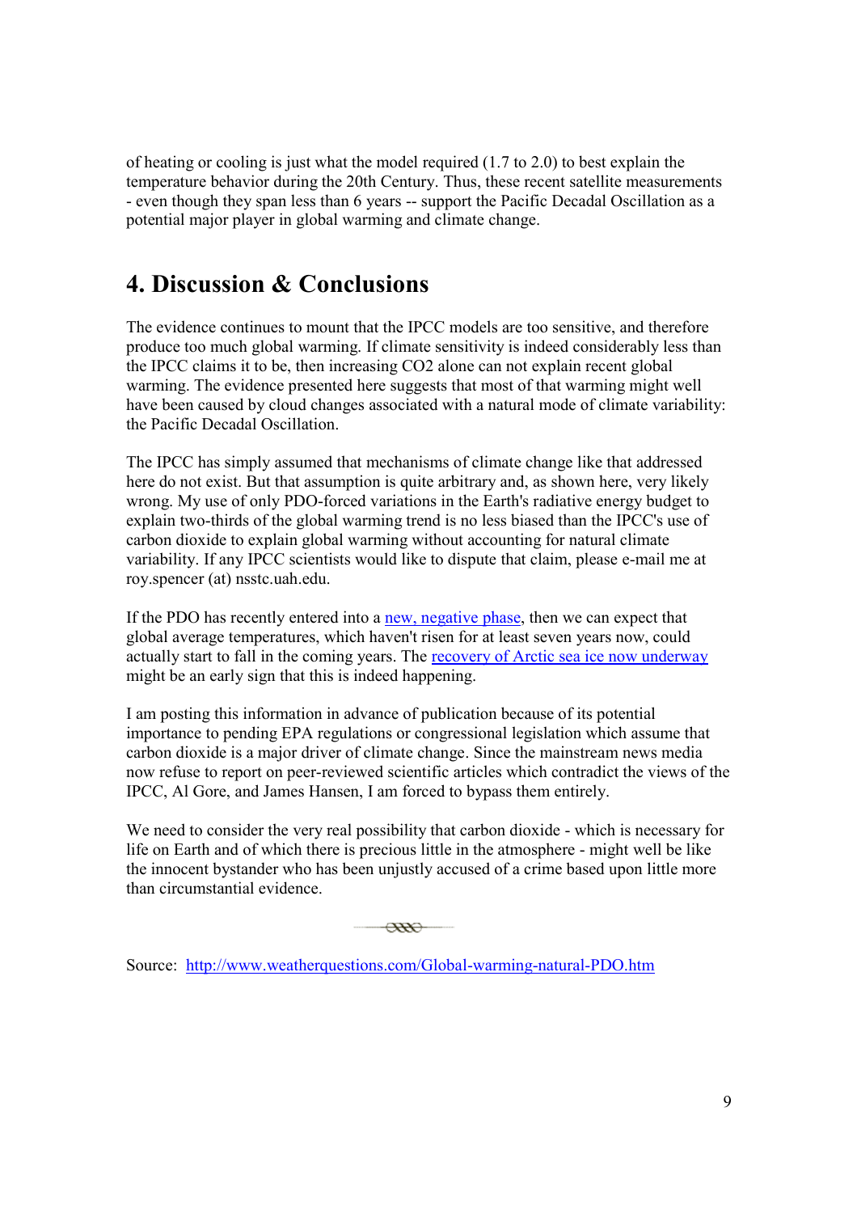of heating or cooling is just what the model required (1.7 to 2.0) to best explain the temperature behavior during the 20th Century. Thus, these recent satellite measurements - even though they span less than 6 years -- support the Pacific Decadal Oscillation as a potential major player in global warming and climate change.

## 4. Discussion & Conclusions

The evidence continues to mount that the IPCC models are too sensitive, and therefore produce too much global warming. If climate sensitivity is indeed considerably less than the IPCC claims it to be, then increasing $CO_2$ alone can not explain recent global warming. The evidence presented here suggests that most of that warming might well have been caused by cloud changes associated with a natural mode of climate variability: the Pacific Decadal Oscillation.

The IPCC has simply assumed that mechanisms of climate change like that addressed here do not exist. But that assumption is quite arbitrary and, as shown here, very likely wrong. My use of only PDO-forced variations in the Earth's radiative energy budget to explain two-thirds of the global warming trend is no less biased than the IPCC's use of carbon dioxide to explain global warming without accounting for natural climate variability. If any IPCC scientists would like to dispute that claim, please e-mail me at roy.spencer (at) nsstc.uah.edu.

If the PDO has recently entered into a new, negative phase, then we can expect that global average temperatures, which haven't risen for at least seven years now, could actually start to fall in the coming years. The recovery of Arctic sea ice now underway might be an early sign that this is indeed happening.

I am posting this information in advance of publication because of its potential importance to pending EPA regulations or congressional legislation which assume that carbon dioxide is a major driver of climate change. Since the mainstream news media now refuse to report on peer-reviewed scientific articles which contradict the views of the IPCC, Al Gore, and James Hansen, I am forced to bypass them entirely.

We need to consider the very real possibility that carbon dioxide - which is necessary for life on Earth and of which there is precious little in the atmosphere - might well be like the innocent bystander who has been unjustly accused of a crime based upon little more than circumstantial evidence.

Source: http://www.weatherquestions.com/Global-warming-natural-PDO.htm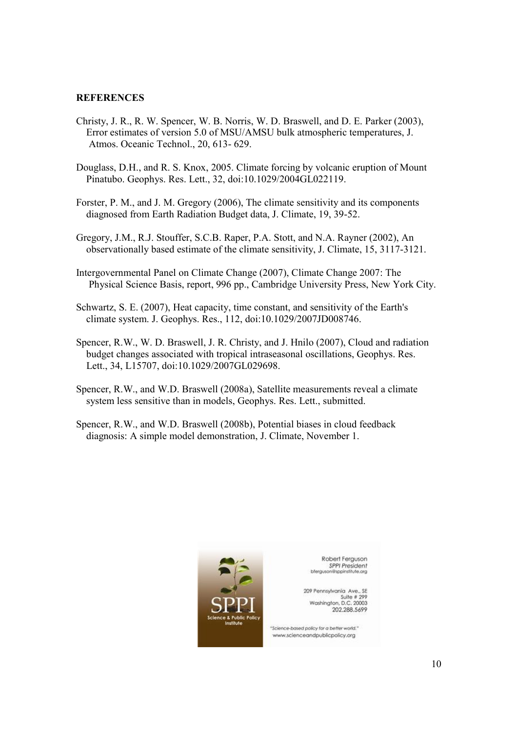**REFERENCES**

Christy, J. R., R. W. Spencer, W. B. Norris, W. D. Braswell, and D. E. Parker (2003), Error estimates of version 5.0 of MSU/AMSU bulk atmospheric temperatures, J. Atmos. Oceanic Technol., 20, 613- 629.

Douglass, D.H., and R. S. Knox, 2005. Climate forcing by volcanic eruption of Mount Pinatubo. Geophys. Res. Lett., 32, doi:10.1029/2004GL022119.

Forster, P. M., and J. M. Gregory (2006), The climate sensitivity and its components diagnosed from Earth Radiation Budget data, J. Climate, 19, 39-52.

Gregory, J.M., R.J. Stouffer, S.C.B. Raper, P.A. Stott, and N.A. Rayner (2002), An observationally based estimate of the climate sensitivity, J. Climate, 15, 3117-3121.

Intergovernmental Panel on Climate Change (2007), Climate Change 2007: The Physical Science Basis, report, 996 pp., Cambridge University Press, New York City.

Schwartz, S. E. (2007), Heat capacity, time constant, and sensitivity of the Earth's climate system. J. Geophys. Res., 112, doi:10.1029/2007JD008746.

Spencer, R.W., W. D. Braswell, J. R. Christy, and J. Hnilo (2007), Cloud and radiation budget changes associated with tropical intraseasonal oscillations, Geophys. Res. Lett., 34, L15707, doi:10.1029/2007GL029698.

Spencer, R.W., and W.D. Braswell (2008a), Satellite measurements reveal a climate system less sensitive than in models, Geophys. Res. Lett., submitted.

Spencer, R.W., and W.D. Braswell (2008b), Potential biases in cloud feedback diagnosis: A simple model demonstration, J. Climate, November 1.

SPPI
Science & Public Policy Institute

Robert Ferguson
*SPPI President*
bferguson@sppinstitute.org

209 Pennsylvania Ave., SE
Suite # 299
Washington, D.C. 20003
202.288.5699

"Science-based policy for a better world."
www.scienceandpublicpolicy.org